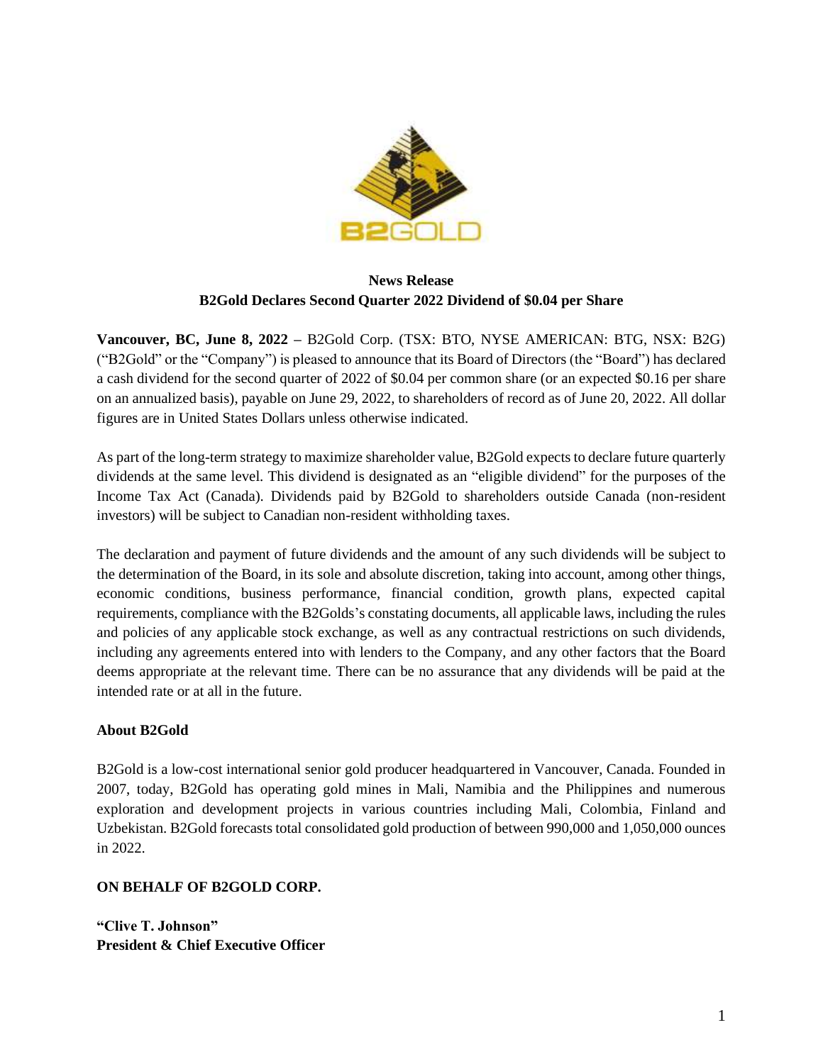**News Release**
**B2Gold Declares Second Quarter 2022 Dividend of $0.04 per Share**

**Vancouver, BC, June 8, 2022 –** B2Gold Corp. (TSX: BTO, NYSE AMERICAN: BTG, NSX: B2G) ("B2Gold" or the "Company") is pleased to announce that its Board of Directors (the "Board") has declared a cash dividend for the second quarter of 2022 of $0.04 per common share (or an expected $0.16 per share on an annualized basis), payable on June 29, 2022, to shareholders of record as of June 20, 2022. All dollar figures are in United States Dollars unless otherwise indicated.

As part of the long-term strategy to maximize shareholder value, B2Gold expects to declare future quarterly dividends at the same level. This dividend is designated as an "eligible dividend" for the purposes of the Income Tax Act (Canada). Dividends paid by B2Gold to shareholders outside Canada (non-resident investors) will be subject to Canadian non-resident withholding taxes.

The declaration and payment of future dividends and the amount of any such dividends will be subject to the determination of the Board, in its sole and absolute discretion, taking into account, among other things, economic conditions, business performance, financial condition, growth plans, expected capital requirements, compliance with the B2Golds's constating documents, all applicable laws, including the rules and policies of any applicable stock exchange, as well as any contractual restrictions on such dividends, including any agreements entered into with lenders to the Company, and any other factors that the Board deems appropriate at the relevant time. There can be no assurance that any dividends will be paid at the intended rate or at all in the future.

**About B2Gold**

B2Gold is a low-cost international senior gold producer headquartered in Vancouver, Canada. Founded in 2007, today, B2Gold has operating gold mines in Mali, Namibia and the Philippines and numerous exploration and development projects in various countries including Mali, Colombia, Finland and Uzbekistan. B2Gold forecasts total consolidated gold production of between 990,000 and 1,050,000 ounces in 2022.

**ON BEHALF OF B2GOLD CORP.**

**"Clive T. Johnson"**
**President & Chief Executive Officer**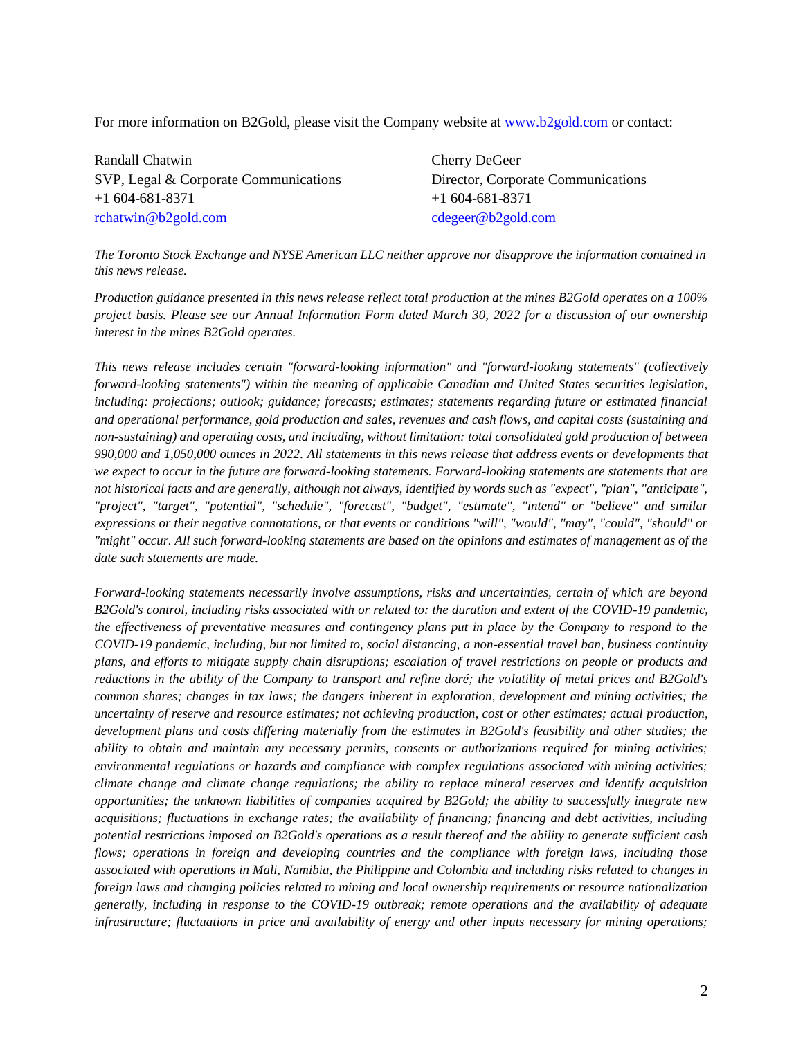For more information on B2Gold, please visit the Company website at [www.b2gold.com](http://www.b2gold.com) or contact:

Randall Chatwin
SVP, Legal & Corporate Communications
+1 604-681-8371
[rchatwin@b2gold.com](mailto:rchatwin@b2gold.com)

Cherry DeGeer
Director, Corporate Communications
+1 604-681-8371
[cdegeer@b2gold.com](mailto:cdegeer@b2gold.com)

*The Toronto Stock Exchange and NYSE American LLC neither approve nor disapprove the information contained in this news release.*

*Production guidance presented in this news release reflect total production at the mines B2Gold operates on a 100% project basis. Please see our Annual Information Form dated March 30, 2022 for a discussion of our ownership interest in the mines B2Gold operates.*

*This news release includes certain "forward-looking information" and "forward-looking statements" (collectively forward-looking statements") within the meaning of applicable Canadian and United States securities legislation, including: projections; outlook; guidance; forecasts; estimates; statements regarding future or estimated financial and operational performance, gold production and sales, revenues and cash flows, and capital costs (sustaining and non-sustaining) and operating costs, and including, without limitation: total consolidated gold production of between 990,000 and 1,050,000 ounces in 2022. All statements in this news release that address events or developments that we expect to occur in the future are forward-looking statements. Forward-looking statements are statements that are not historical facts and are generally, although not always, identified by words such as "expect", "plan", "anticipate", "project", "target", "potential", "schedule", "forecast", "budget", "estimate", "intend" or "believe" and similar expressions or their negative connotations, or that events or conditions "will", "would", "may", "could", "should" or "might" occur. All such forward-looking statements are based on the opinions and estimates of management as of the date such statements are made.*

*Forward-looking statements necessarily involve assumptions, risks and uncertainties, certain of which are beyond B2Gold's control, including risks associated with or related to: the duration and extent of the COVID-19 pandemic, the effectiveness of preventative measures and contingency plans put in place by the Company to respond to the COVID-19 pandemic, including, but not limited to, social distancing, a non-essential travel ban, business continuity plans, and efforts to mitigate supply chain disruptions; escalation of travel restrictions on people or products and reductions in the ability of the Company to transport and refine doré; the volatility of metal prices and B2Gold's common shares; changes in tax laws; the dangers inherent in exploration, development and mining activities; the uncertainty of reserve and resource estimates; not achieving production, cost or other estimates; actual production, development plans and costs differing materially from the estimates in B2Gold's feasibility and other studies; the ability to obtain and maintain any necessary permits, consents or authorizations required for mining activities; environmental regulations or hazards and compliance with complex regulations associated with mining activities; climate change and climate change regulations; the ability to replace mineral reserves and identify acquisition opportunities; the unknown liabilities of companies acquired by B2Gold; the ability to successfully integrate new acquisitions; fluctuations in exchange rates; the availability of financing; financing and debt activities, including potential restrictions imposed on B2Gold's operations as a result thereof and the ability to generate sufficient cash flows; operations in foreign and developing countries and the compliance with foreign laws, including those associated with operations in Mali, Namibia, the Philippine and Colombia and including risks related to changes in foreign laws and changing policies related to mining and local ownership requirements or resource nationalization generally, including in response to the COVID-19 outbreak; remote operations and the availability of adequate infrastructure; fluctuations in price and availability of energy and other inputs necessary for mining operations;*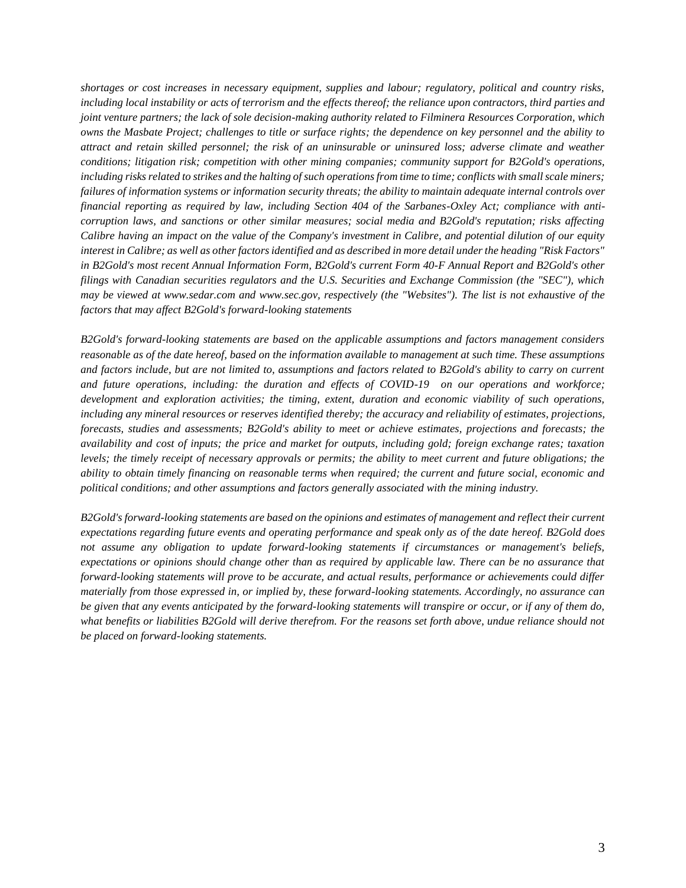*shortages or cost increases in necessary equipment, supplies and labour; regulatory, political and country risks, including local instability or acts of terrorism and the effects thereof; the reliance upon contractors, third parties and joint venture partners; the lack of sole decision-making authority related to Filminera Resources Corporation, which owns the Masbate Project; challenges to title or surface rights; the dependence on key personnel and the ability to attract and retain skilled personnel; the risk of an uninsurable or uninsured loss; adverse climate and weather conditions; litigation risk; competition with other mining companies; community support for B2Gold's operations, including risks related to strikes and the halting of such operations from time to time; conflicts with small scale miners; failures of information systems or information security threats; the ability to maintain adequate internal controls over financial reporting as required by law, including Section 404 of the Sarbanes-Oxley Act; compliance with anti-corruption laws, and sanctions or other similar measures; social media and B2Gold's reputation; risks affecting Calibre having an impact on the value of the Company's investment in Calibre, and potential dilution of our equity interest in Calibre; as well as other factors identified and as described in more detail under the heading "Risk Factors" in B2Gold's most recent Annual Information Form, B2Gold's current Form 40-F Annual Report and B2Gold's other filings with Canadian securities regulators and the U.S. Securities and Exchange Commission (the "SEC"), which may be viewed at www.sedar.com and www.sec.gov, respectively (the "Websites"). The list is not exhaustive of the factors that may affect B2Gold's forward-looking statements*

*B2Gold's forward-looking statements are based on the applicable assumptions and factors management considers reasonable as of the date hereof, based on the information available to management at such time. These assumptions and factors include, but are not limited to, assumptions and factors related to B2Gold's ability to carry on current and future operations, including: the duration and effects of COVID-19 on our operations and workforce; development and exploration activities; the timing, extent, duration and economic viability of such operations, including any mineral resources or reserves identified thereby; the accuracy and reliability of estimates, projections, forecasts, studies and assessments; B2Gold's ability to meet or achieve estimates, projections and forecasts; the availability and cost of inputs; the price and market for outputs, including gold; foreign exchange rates; taxation levels; the timely receipt of necessary approvals or permits; the ability to meet current and future obligations; the ability to obtain timely financing on reasonable terms when required; the current and future social, economic and political conditions; and other assumptions and factors generally associated with the mining industry.*

*B2Gold's forward-looking statements are based on the opinions and estimates of management and reflect their current expectations regarding future events and operating performance and speak only as of the date hereof. B2Gold does not assume any obligation to update forward-looking statements if circumstances or management's beliefs, expectations or opinions should change other than as required by applicable law. There can be no assurance that forward-looking statements will prove to be accurate, and actual results, performance or achievements could differ materially from those expressed in, or implied by, these forward-looking statements. Accordingly, no assurance can be given that any events anticipated by the forward-looking statements will transpire or occur, or if any of them do, what benefits or liabilities B2Gold will derive therefrom. For the reasons set forth above, undue reliance should not be placed on forward-looking statements.*